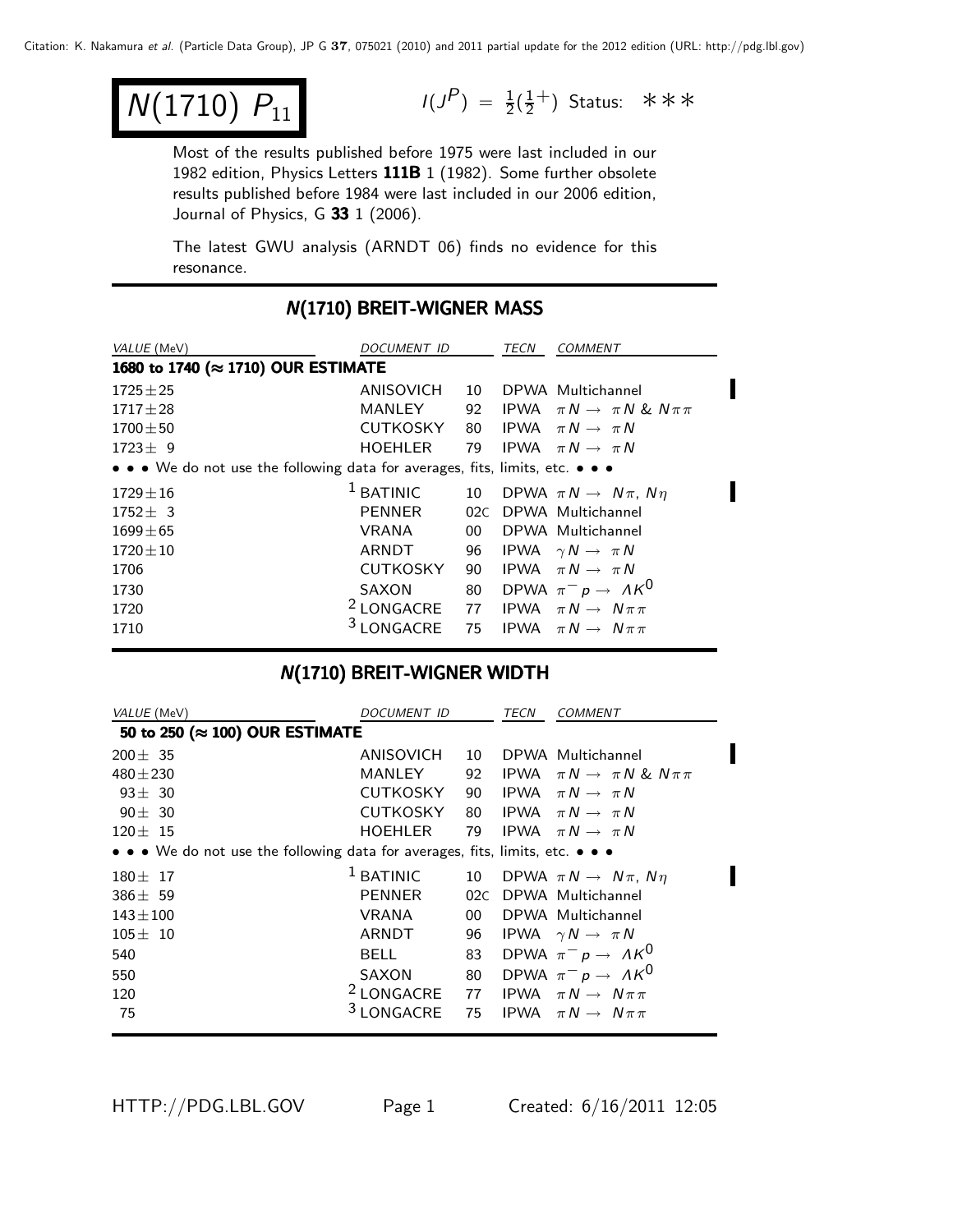Citation: K. Nakamura *et al.* (Particle Data Group), JP G **37**, 075021 (2010) and 2011 partial update for the 2012 edition (URL: http://pdg.lbl.gov)

# $N(1710)$ $P_{11}$

$I(J^P) = \frac{1}{2}(\frac{1}{2}^+)$ Status: ∗∗∗

Most of the results published before 1975 were last included in our 1982 edition, Physics Letters **111B** 1 (1982). Some further obsolete results published before 1984 were last included in our 2006 edition, Journal of Physics, G **33** 1 (2006).

The latest GWU analysis (ARNDT 06) finds no evidence for this resonance.

## N(1710) BREIT-WIGNER MASS

| VALUE (MeV) | DOCUMENT ID | | TECN | COMMENT |
|---|---|---|---|---|
| **1680 to 1740 (≈ 1710) OUR ESTIMATE** | | | | |
| 1725±25 | ANISOVICH | 10 | DPWA | Multichannel |
| 1717±28 | MANLEY | 92 | IPWA | $\pi N \to \pi N$ & $N\pi\pi$ |
| 1700±50 | CUTKOSKY | 80 | IPWA | $\pi N \to \pi N$ |
| 1723± 9 | HOEHLER | 79 | IPWA | $\pi N \to \pi N$ |
| • • • We do not use the following data for averages, fits, limits, etc. • • • | | | | |
| 1729±16 | [1] BATINIC | 10 | DPWA | $\pi N \to N\pi$, $N\eta$ |
| 1752± 3 | PENNER | 02C | DPWA | Multichannel |
| 1699±65 | VRANA | 00 | DPWA | Multichannel |
| 1720±10 | ARNDT | 96 | IPWA | $\gamma N \to \pi N$ |
| 1706 | CUTKOSKY | 90 | IPWA | $\pi N \to \pi N$ |
| 1730 | SAXON | 80 | DPWA | $\pi^- p \to \Lambda K^0$ |
| 1720 | [2] LONGACRE | 77 | IPWA | $\pi N \to N\pi\pi$ |
| 1710 | [3] LONGACRE | 75 | IPWA | $\pi N \to N\pi\pi$ |

## N(1710) BREIT-WIGNER WIDTH

| VALUE (MeV) | DOCUMENT ID | | TECN | COMMENT |
|---|---|---|---|---|
| **50 to 250 (≈ 100) OUR ESTIMATE** | | | | |
| 200± 35 | ANISOVICH | 10 | DPWA | Multichannel |
| 480±230 | MANLEY | 92 | IPWA | $\pi N \to \pi N$ & $N\pi\pi$ |
| 93± 30 | CUTKOSKY | 90 | IPWA | $\pi N \to \pi N$ |
| 90± 30 | CUTKOSKY | 80 | IPWA | $\pi N \to \pi N$ |
| 120± 15 | HOEHLER | 79 | IPWA | $\pi N \to \pi N$ |
| • • • We do not use the following data for averages, fits, limits, etc. • • • | | | | |
| 180± 17 | [1] BATINIC | 10 | DPWA | $\pi N \to N\pi$, $N\eta$ |
| 386± 59 | PENNER | 02C | DPWA | Multichannel |
| 143±100 | VRANA | 00 | DPWA | Multichannel |
| 105± 10 | ARNDT | 96 | IPWA | $\gamma N \to \pi N$ |
| 540 | BELL | 83 | DPWA | $\pi^- p \to \Lambda K^0$ |
| 550 | SAXON | 80 | DPWA | $\pi^- p \to \Lambda K^0$ |
| 120 | [2] LONGACRE | 77 | IPWA | $\pi N \to N\pi\pi$ |
| 75 | [3] LONGACRE | 75 | IPWA | $\pi N \to N\pi\pi$ |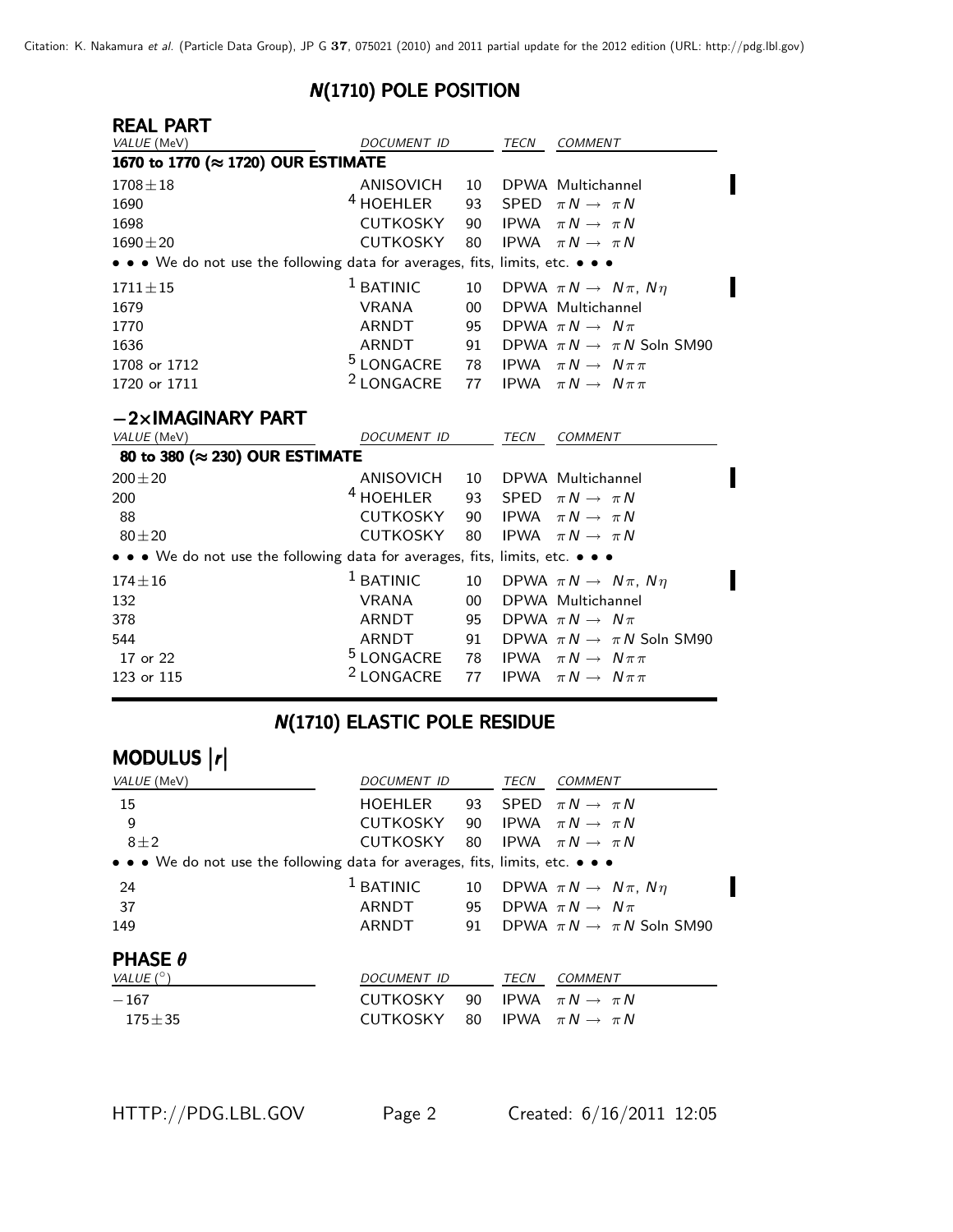## N(1710) POLE POSITION

### REAL PART

| VALUE (MeV) | DOCUMENT ID | | TECN | COMMENT |
|---|---|---|---|---|
| **1670 to 1770 (≈ 1720) OUR ESTIMATE** | | | | |
| 1708±18 | ANISOVICH | 10 | DPWA | Multichannel |
| 1690 | [4] HOEHLER | 93 | SPED | $\pi N \rightarrow \pi N$ |
| 1698 | CUTKOSKY | 90 | IPWA | $\pi N \rightarrow \pi N$ |
| 1690±20 | CUTKOSKY | 80 | IPWA | $\pi N \rightarrow \pi N$ |
| • • • We do not use the following data for averages, fits, limits, etc. • • • | | | | |
| 1711±15 | [1] BATINIC | 10 | DPWA | $\pi N \rightarrow N\pi$, $N\eta$ |
| 1679 | VRANA | 00 | DPWA | Multichannel |
| 1770 | ARNDT | 95 | DPWA | $\pi N \rightarrow N\pi$ |
| 1636 | ARNDT | 91 | DPWA | $\pi N \rightarrow \pi N$ Soln SM90 |
| 1708 or 1712 | [5] LONGACRE | 78 | IPWA | $\pi N \rightarrow N\pi\pi$ |
| 1720 or 1711 | [2] LONGACRE | 77 | IPWA | $\pi N \rightarrow N\pi\pi$ |

### −2×IMAGINARY PART

| VALUE (MeV) | DOCUMENT ID | | TECN | COMMENT |
|---|---|---|---|---|
| **80 to 380 (≈ 230) OUR ESTIMATE** | | | | |
| 200±20 | ANISOVICH | 10 | DPWA | Multichannel |
| 200 | [4] HOEHLER | 93 | SPED | $\pi N \rightarrow \pi N$ |
| 88 | CUTKOSKY | 90 | IPWA | $\pi N \rightarrow \pi N$ |
| 80±20 | CUTKOSKY | 80 | IPWA | $\pi N \rightarrow \pi N$ |
| • • • We do not use the following data for averages, fits, limits, etc. • • • | | | | |
| 174±16 | [1] BATINIC | 10 | DPWA | $\pi N \rightarrow N\pi$, $N\eta$ |
| 132 | VRANA | 00 | DPWA | Multichannel |
| 378 | ARNDT | 95 | DPWA | $\pi N \rightarrow N\pi$ |
| 544 | ARNDT | 91 | DPWA | $\pi N \rightarrow \pi N$ Soln SM90 |
| 17 or 22 | [5] LONGACRE | 78 | IPWA | $\pi N \rightarrow N\pi\pi$ |
| 123 or 115 | [2] LONGACRE | 77 | IPWA | $\pi N \rightarrow N\pi\pi$ |

## N(1710) ELASTIC POLE RESIDUE

### MODULUS |r|

| VALUE (MeV) | DOCUMENT ID | | TECN | COMMENT |
|---|---|---|---|---|
| 15 | HOEHLER | 93 | SPED | $\pi N \rightarrow \pi N$ |
| 9 | CUTKOSKY | 90 | IPWA | $\pi N \rightarrow \pi N$ |
| 8±2 | CUTKOSKY | 80 | IPWA | $\pi N \rightarrow \pi N$ |
| • • • We do not use the following data for averages, fits, limits, etc. • • • | | | | |
| 24 | [1] BATINIC | 10 | DPWA | $\pi N \rightarrow N\pi$, $N\eta$ |
| 37 | ARNDT | 95 | DPWA | $\pi N \rightarrow N\pi$ |
| 149 | ARNDT | 91 | DPWA | $\pi N \rightarrow \pi N$ Soln SM90 |

### PHASE θ

| VALUE (°) | DOCUMENT ID | | TECN | COMMENT |
|---|---|---|---|---|
| −167 | CUTKOSKY | 90 | IPWA | $\pi N \rightarrow \pi N$ |
| 175±35 | CUTKOSKY | 80 | IPWA | $\pi N \rightarrow \pi N$ |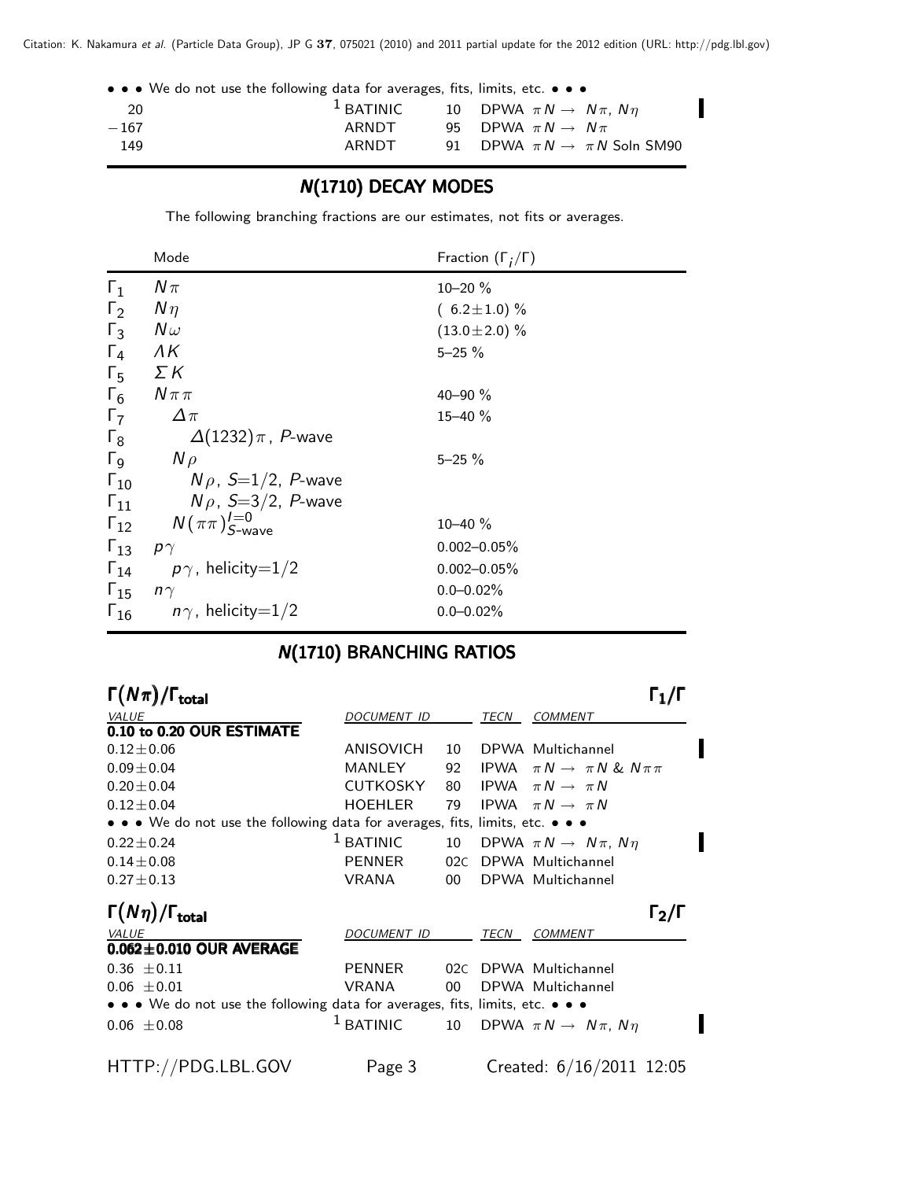• • • We do not use the following data for averages, fits, limits, etc. • • •

| | | | | |
|---|---|---|---|---|
| 20 | [1] BATINIC | 10 | DPWA | $\pi N \rightarrow N\pi$, $N\eta$ |
| −167 | ARNDT | 95 | DPWA | $\pi N \rightarrow N\pi$ |
| 149 | ARNDT | 91 | DPWA | $\pi N \rightarrow \pi N$ Soln SM90 |

## N(1710) DECAY MODES

The following branching fractions are our estimates, not fits or averages.

| | Mode | Fraction ($\Gamma_i/\Gamma$) |
|---|---|---|
| $\Gamma_1$ | $N\pi$ | 10–20 % |
| $\Gamma_2$ | $N\eta$ | ( 6.2±1.0) % |
| $\Gamma_3$ | $N\omega$ | (13.0±2.0) % |
| $\Gamma_4$ | $\Lambda K$ | 5–25 % |
| $\Gamma_5$ | $\Sigma K$ | |
| $\Gamma_6$ | $N\pi\pi$ | 40–90 % |
| $\Gamma_7$ | $\Delta\pi$ | 15–40 % |
| $\Gamma_8$ | $\Delta(1232)\pi$, $P$-wave | |
| $\Gamma_9$ | $N\rho$ | 5–25 % |
| $\Gamma_{10}$ | $N\rho$, $S$=1/2, $P$-wave | |
| $\Gamma_{11}$ | $N\rho$, $S$=3/2, $P$-wave | |
| $\Gamma_{12}$ | $N(\pi\pi)^{I=0}_{S\text{-wave}}$ | 10–40 % |
| $\Gamma_{13}$ | $p\gamma$ | 0.002–0.05% |
| $\Gamma_{14}$ | $p\gamma$, helicity=1/2 | 0.002–0.05% |
| $\Gamma_{15}$ | $n\gamma$ | 0.0–0.02% |
| $\Gamma_{16}$ | $n\gamma$, helicity=1/2 | 0.0–0.02% |

## N(1710) BRANCHING RATIOS

### $\Gamma(N\pi)/\Gamma_{\text{total}}$ $\Gamma_1/\Gamma$

| VALUE | DOCUMENT ID | | TECN | COMMENT |
|---|---|---|---|---|
| **0.10 to 0.20 OUR ESTIMATE** | | | | |
| 0.12±0.06 | ANISOVICH | 10 | DPWA | Multichannel |
| 0.09±0.04 | MANLEY | 92 | IPWA | $\pi N \rightarrow \pi N$ & $N\pi\pi$ |
| 0.20±0.04 | CUTKOSKY | 80 | IPWA | $\pi N \rightarrow \pi N$ |
| 0.12±0.04 | HOEHLER | 79 | IPWA | $\pi N \rightarrow \pi N$ |
| • • • We do not use the following data for averages, fits, limits, etc. • • • | | | | |
| 0.22±0.24 | [1] BATINIC | 10 | DPWA | $\pi N \rightarrow N\pi$, $N\eta$ |
| 0.14±0.08 | PENNER | 02C | DPWA | Multichannel |
| 0.27±0.13 | VRANA | 00 | DPWA | Multichannel |

### $\Gamma(N\eta)/\Gamma_{\text{total}}$ $\Gamma_2/\Gamma$

| VALUE | DOCUMENT ID | | TECN | COMMENT |
|---|---|---|---|---|
| **0.062±0.010 OUR AVERAGE** | | | | |
| 0.36 ±0.11 | PENNER | 02C | DPWA | Multichannel |
| 0.06 ±0.01 | VRANA | 00 | DPWA | Multichannel |
| • • • We do not use the following data for averages, fits, limits, etc. • • • | | | | |
| 0.06 ±0.08 | [1] BATINIC | 10 | DPWA | $\pi N \rightarrow N\pi$, $N\eta$ |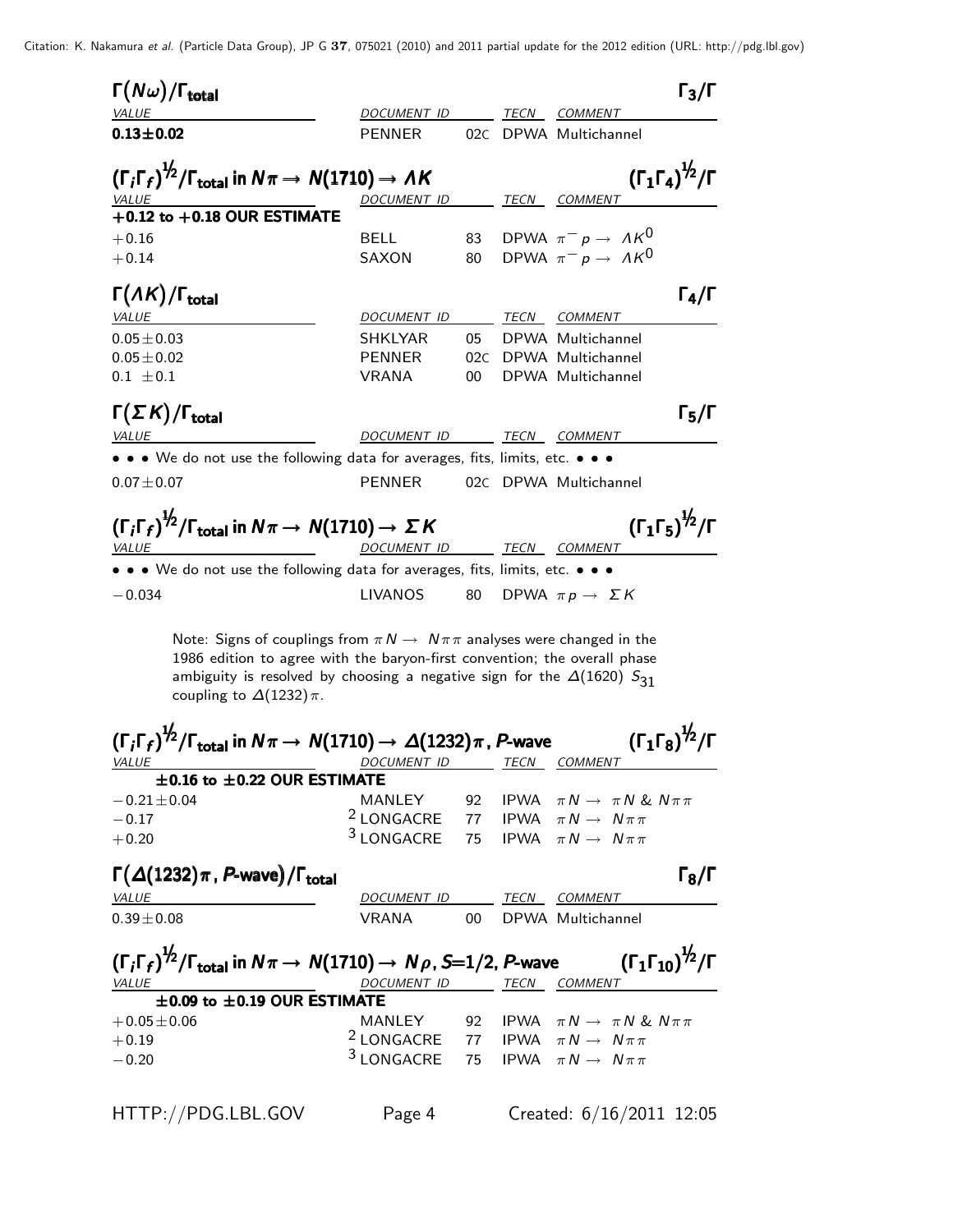### $\Gamma(N\omega)/\Gamma_{\text{total}}$ — $\Gamma_3/\Gamma$

| VALUE | DOCUMENT ID | | TECN | COMMENT |
|---|---|---|---|---|
| **0.13±0.02** | PENNER | 02C | DPWA | Multichannel |

### $(\Gamma_i\Gamma_f)^{1/2}/\Gamma_{\text{total}}$ in $N\pi \rightarrow N(1710) \rightarrow \Lambda K$ — $(\Gamma_1\Gamma_4)^{1/2}/\Gamma$

| VALUE | DOCUMENT ID | | TECN | COMMENT |
|---|---|---|---|---|
| **+0.12 to +0.18 OUR ESTIMATE** | | | | |
| +0.16 | BELL | 83 | DPWA | $\pi^- p \rightarrow \Lambda K^0$ |
| +0.14 | SAXON | 80 | DPWA | $\pi^- p \rightarrow \Lambda K^0$ |

### $\Gamma(\Lambda K)/\Gamma_{\text{total}}$ — $\Gamma_4/\Gamma$

| VALUE | DOCUMENT ID | | TECN | COMMENT |
|---|---|---|---|---|
| 0.05±0.03 | SHKLYAR | 05 | DPWA | Multichannel |
| 0.05±0.02 | PENNER | 02C | DPWA | Multichannel |
| 0.1 ±0.1 | VRANA | 00 | DPWA | Multichannel |

### $\Gamma(\Sigma K)/\Gamma_{\text{total}}$ — $\Gamma_5/\Gamma$

| VALUE | DOCUMENT ID | | TECN | COMMENT |
|---|---|---|---|---|
| • • • We do not use the following data for averages, fits, limits, etc. • • • | | | | |
| 0.07±0.07 | PENNER | 02C | DPWA | Multichannel |

### $(\Gamma_i\Gamma_f)^{1/2}/\Gamma_{\text{total}}$ in $N\pi \rightarrow N(1710) \rightarrow \Sigma K$ — $(\Gamma_1\Gamma_5)^{1/2}/\Gamma$

| VALUE | DOCUMENT ID | | TECN | COMMENT |
|---|---|---|---|---|
| • • • We do not use the following data for averages, fits, limits, etc. • • • | | | | |
| −0.034 | LIVANOS | 80 | DPWA | $\pi p \rightarrow \Sigma K$ |

Note: Signs of couplings from $\pi N \rightarrow N\pi\pi$ analyses were changed in the 1986 edition to agree with the baryon-first convention; the overall phase ambiguity is resolved by choosing a negative sign for the $\Delta(1620)$ $S_{31}$ coupling to $\Delta(1232)\pi$.

### $(\Gamma_i\Gamma_f)^{1/2}/\Gamma_{\text{total}}$ in $N\pi \rightarrow N(1710) \rightarrow \Delta(1232)\pi$, *P*-wave — $(\Gamma_1\Gamma_8)^{1/2}/\Gamma$

| VALUE | DOCUMENT ID | | TECN | COMMENT |
|---|---|---|---|---|
| **±0.16 to ±0.22 OUR ESTIMATE** | | | | |
| −0.21±0.04 | MANLEY | 92 | IPWA | $\pi N \rightarrow \pi N$ & $N\pi\pi$ |
| −0.17 | [2] LONGACRE | 77 | IPWA | $\pi N \rightarrow N\pi\pi$ |
| +0.20 | [3] LONGACRE | 75 | IPWA | $\pi N \rightarrow N\pi\pi$ |

### $\Gamma(\Delta(1232)\pi$, *P*-wave$)/\Gamma_{\text{total}}$ — $\Gamma_8/\Gamma$

| VALUE | DOCUMENT ID | | TECN | COMMENT |
|---|---|---|---|---|
| 0.39±0.08 | VRANA | 00 | DPWA | Multichannel |

### $(\Gamma_i\Gamma_f)^{1/2}/\Gamma_{\text{total}}$ in $N\pi \rightarrow N(1710) \rightarrow N\rho$, *S*=1/2, *P*-wave — $(\Gamma_1\Gamma_{10})^{1/2}/\Gamma$

| VALUE | DOCUMENT ID | | TECN | COMMENT |
|---|---|---|---|---|
| **±0.09 to ±0.19 OUR ESTIMATE** | | | | |
| +0.05±0.06 | MANLEY | 92 | IPWA | $\pi N \rightarrow \pi N$ & $N\pi\pi$ |
| +0.19 | [2] LONGACRE | 77 | IPWA | $\pi N \rightarrow N\pi\pi$ |
| −0.20 | [3] LONGACRE | 75 | IPWA | $\pi N \rightarrow N\pi\pi$ |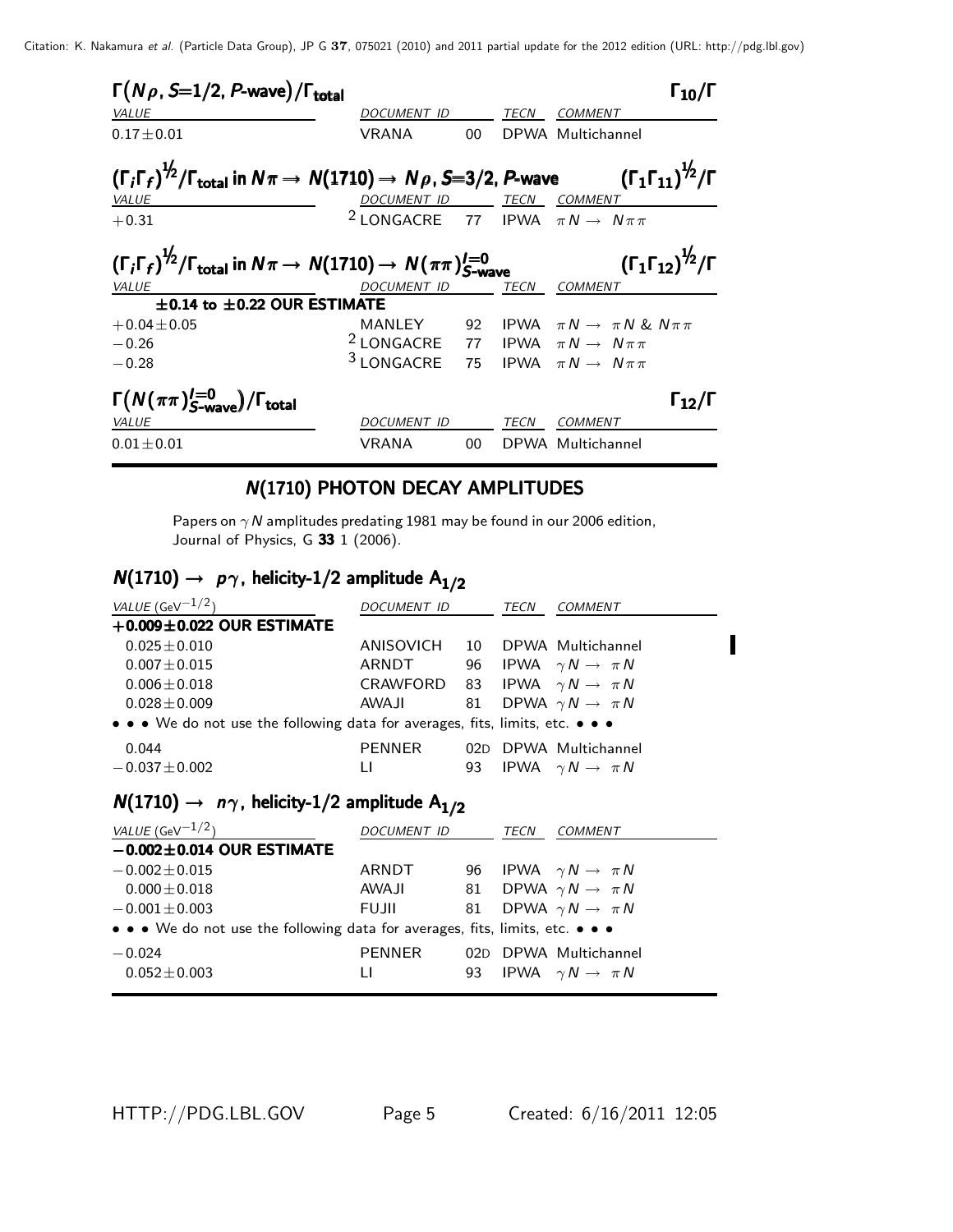### $\Gamma(N\rho, S{=}1/2, P\text{-wave})/\Gamma_{total}$ — $\Gamma_{10}/\Gamma$

| VALUE | DOCUMENT ID | | TECN | COMMENT |
|---|---|---|---|---|
| $0.17 \pm 0.01$ | VRANA | 00 | DPWA | Multichannel |

### $(\Gamma_i\Gamma_f)^{1/2}/\Gamma_{total}$ in $N\pi \rightarrow N(1710) \rightarrow N\rho$, $S{=}3/2$, $P$-wave — $(\Gamma_1\Gamma_{11})^{1/2}/\Gamma$

| VALUE | DOCUMENT ID | | TECN | COMMENT |
|---|---|---|---|---|
| $+0.31$ | [2] LONGACRE | 77 | IPWA | $\pi N \rightarrow N\pi\pi$ |

### $(\Gamma_i\Gamma_f)^{1/2}/\Gamma_{total}$ in $N\pi \rightarrow N(1710) \rightarrow N(\pi\pi)^{I=0}_{S\text{-wave}}$ — $(\Gamma_1\Gamma_{12})^{1/2}/\Gamma$

| VALUE | DOCUMENT ID | | TECN | COMMENT |
|---|---|---|---|---|
| **$\pm 0.14$ to $\pm 0.22$ OUR ESTIMATE** | | | | |
| $+0.04 \pm 0.05$ | MANLEY | 92 | IPWA | $\pi N \rightarrow \pi N$ & $N\pi\pi$ |
| $-0.26$ | [2] LONGACRE | 77 | IPWA | $\pi N \rightarrow N\pi\pi$ |
| $-0.28$ | [3] LONGACRE | 75 | IPWA | $\pi N \rightarrow N\pi\pi$ |

### $\Gamma(N(\pi\pi)^{I=0}_{S\text{-wave}})/\Gamma_{total}$ — $\Gamma_{12}/\Gamma$

| VALUE | DOCUMENT ID | | TECN | COMMENT |
|---|---|---|---|---|
| $0.01 \pm 0.01$ | VRANA | 00 | DPWA | Multichannel |

## N(1710) PHOTON DECAY AMPLITUDES

Papers on $\gamma N$ amplitudes predating 1981 may be found in our 2006 edition, Journal of Physics, G **33** 1 (2006).

### $N(1710) \rightarrow p\gamma$, helicity-1/2 amplitude $A_{1/2}$

| VALUE ($\text{GeV}^{-1/2}$) | DOCUMENT ID | | TECN | COMMENT |
|---|---|---|---|---|
| **$+0.009 \pm 0.022$ OUR ESTIMATE** | | | | |
| $0.025 \pm 0.010$ | ANISOVICH | 10 | DPWA | Multichannel |
| $0.007 \pm 0.015$ | ARNDT | 96 | IPWA | $\gamma N \rightarrow \pi N$ |
| $0.006 \pm 0.018$ | CRAWFORD | 83 | IPWA | $\gamma N \rightarrow \pi N$ |
| $0.028 \pm 0.009$ | AWAJI | 81 | DPWA | $\gamma N \rightarrow \pi N$ |
| • • • We do not use the following data for averages, fits, limits, etc. • • • | | | | |
| $0.044$ | PENNER | 02D | DPWA | Multichannel |
| $-0.037 \pm 0.002$ | LI | 93 | IPWA | $\gamma N \rightarrow \pi N$ |

### $N(1710) \rightarrow n\gamma$, helicity-1/2 amplitude $A_{1/2}$

| VALUE ($\text{GeV}^{-1/2}$) | DOCUMENT ID | | TECN | COMMENT |
|---|---|---|---|---|
| **$-0.002 \pm 0.014$ OUR ESTIMATE** | | | | |
| $-0.002 \pm 0.015$ | ARNDT | 96 | IPWA | $\gamma N \rightarrow \pi N$ |
| $0.000 \pm 0.018$ | AWAJI | 81 | DPWA | $\gamma N \rightarrow \pi N$ |
| $-0.001 \pm 0.003$ | FUJII | 81 | DPWA | $\gamma N \rightarrow \pi N$ |
| • • • We do not use the following data for averages, fits, limits, etc. • • • | | | | |
| $-0.024$ | PENNER | 02D | DPWA | Multichannel |
| $0.052 \pm 0.003$ | LI | 93 | IPWA | $\gamma N \rightarrow \pi N$ |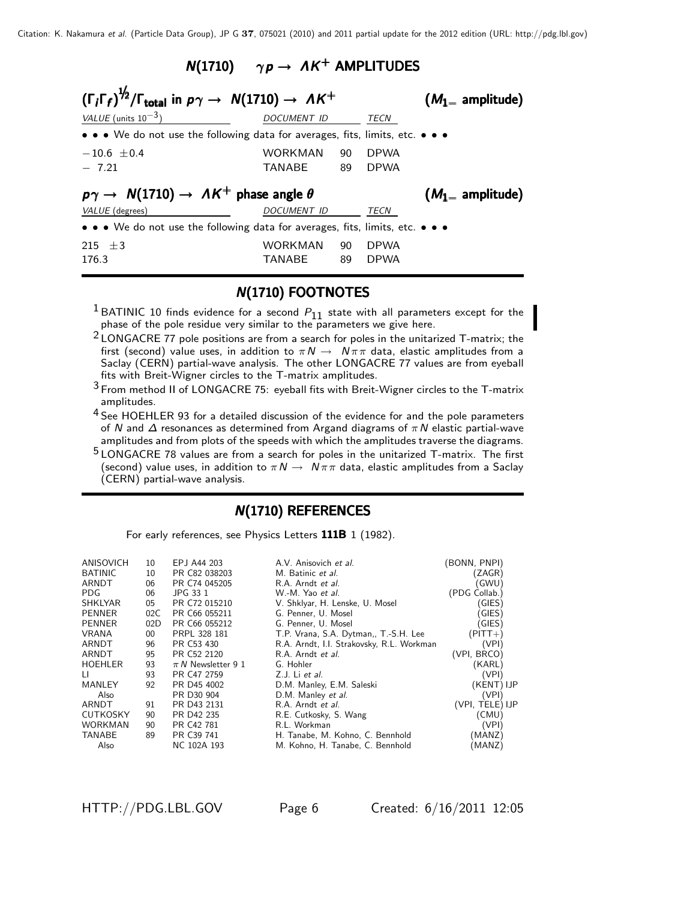## $N(1710)$ $\gamma p \rightarrow \Lambda K^+$ AMPLITUDES

### $(\Gamma_i\Gamma_f)^{1/2}/\Gamma_{total}$ in $p\gamma \rightarrow N(1710) \rightarrow \Lambda K^+$ ($M_{1-}$ amplitude)

| VALUE (units $10^{-3}$) | DOCUMENT ID | | TECN |
|---|---|---|---|
| • • • We do not use the following data for averages, fits, limits, etc. • • • | | | |
| $-10.6 \pm 0.4$ | WORKMAN | 90 | DPWA |
| $-7.21$ | TANABE | 89 | DPWA |

### $p\gamma \rightarrow N(1710) \rightarrow \Lambda K^+$ phase angle $\theta$ ($M_{1-}$ amplitude)

| VALUE (degrees) | DOCUMENT ID | | TECN |
|---|---|---|---|
| • • • We do not use the following data for averages, fits, limits, etc. • • • | | | |
| $215 \pm 3$ | WORKMAN | 90 | DPWA |
| 176.3 | TANABE | 89 | DPWA |

## $N(1710)$ FOOTNOTES

[1] BATINIC 10 finds evidence for a second $P_{11}$ state with all parameters except for the phase of the pole residue very similar to the parameters we give here.

[2] LONGACRE 77 pole positions are from a search for poles in the unitarized T-matrix; the first (second) value uses, in addition to $\pi N \rightarrow N\pi\pi$ data, elastic amplitudes from a Saclay (CERN) partial-wave analysis. The other LONGACRE 77 values are from eyeball fits with Breit-Wigner circles to the T-matrix amplitudes.

[3] From method II of LONGACRE 75: eyeball fits with Breit-Wigner circles to the T-matrix amplitudes.

[4] See HOEHLER 93 for a detailed discussion of the evidence for and the pole parameters of $N$ and $\Delta$ resonances as determined from Argand diagrams of $\pi N$ elastic partial-wave amplitudes and from plots of the speeds with which the amplitudes traverse the diagrams.

[5] LONGACRE 78 values are from a search for poles in the unitarized T-matrix. The first (second) value uses, in addition to $\pi N \rightarrow N\pi\pi$ data, elastic amplitudes from a Saclay (CERN) partial-wave analysis.

## $N(1710)$ REFERENCES

For early references, see Physics Letters **111B** 1 (1982).

| | | | | |
|---|---|---|---|---|
| ANISOVICH | 10 | EPJ A44 203 | A.V. Anisovich *et al.* | (BONN, PNPI) |
| BATINIC | 10 | PR C82 038203 | M. Batinic *et al.* | (ZAGR) |
| ARNDT | 06 | PR C74 045205 | R.A. Arndt *et al.* | (GWU) |
| PDG | 06 | JPG 33 1 | W.-M. Yao *et al.* | (PDG Collab.) |
| SHKLYAR | 05 | PR C72 015210 | V. Shklyar, H. Lenske, U. Mosel | (GIES) |
| PENNER | 02C | PR C66 055211 | G. Penner, U. Mosel | (GIES) |
| PENNER | 02D | PR C66 055212 | G. Penner, U. Mosel | (GIES) |
| VRANA | 00 | PRPL 328 181 | T.P. Vrana, S.A. Dytman,, T.-S.H. Lee | (PITT+) |
| ARNDT | 96 | PR C53 430 | R.A. Arndt, I.I. Strakovsky, R.L. Workman | (VPI) |
| ARNDT | 95 | PR C52 2120 | R.A. Arndt *et al.* | (VPI, BRCO) |
| HOEHLER | 93 | $\pi N$ Newsletter 9 1 | G. Hohler | (KARL) |
| LI | 93 | PR C47 2759 | Z.J. Li *et al.* | (VPI) |
| MANLEY | 92 | PR D45 4002 | D.M. Manley, E.M. Saleski | (KENT) IJP |
| Also | | PR D30 904 | D.M. Manley *et al.* | (VPI) |
| ARNDT | 91 | PR D43 2131 | R.A. Arndt *et al.* | (VPI, TELE) IJP |
| CUTKOSKY | 90 | PR D42 235 | R.E. Cutkosky, S. Wang | (CMU) |
| WORKMAN | 90 | PR C42 781 | R.L. Workman | (VPI) |
| TANABE | 89 | PR C39 741 | H. Tanabe, M. Kohno, C. Bennhold | (MANZ) |
| Also | | NC 102A 193 | M. Kohno, H. Tanabe, C. Bennhold | (MANZ) |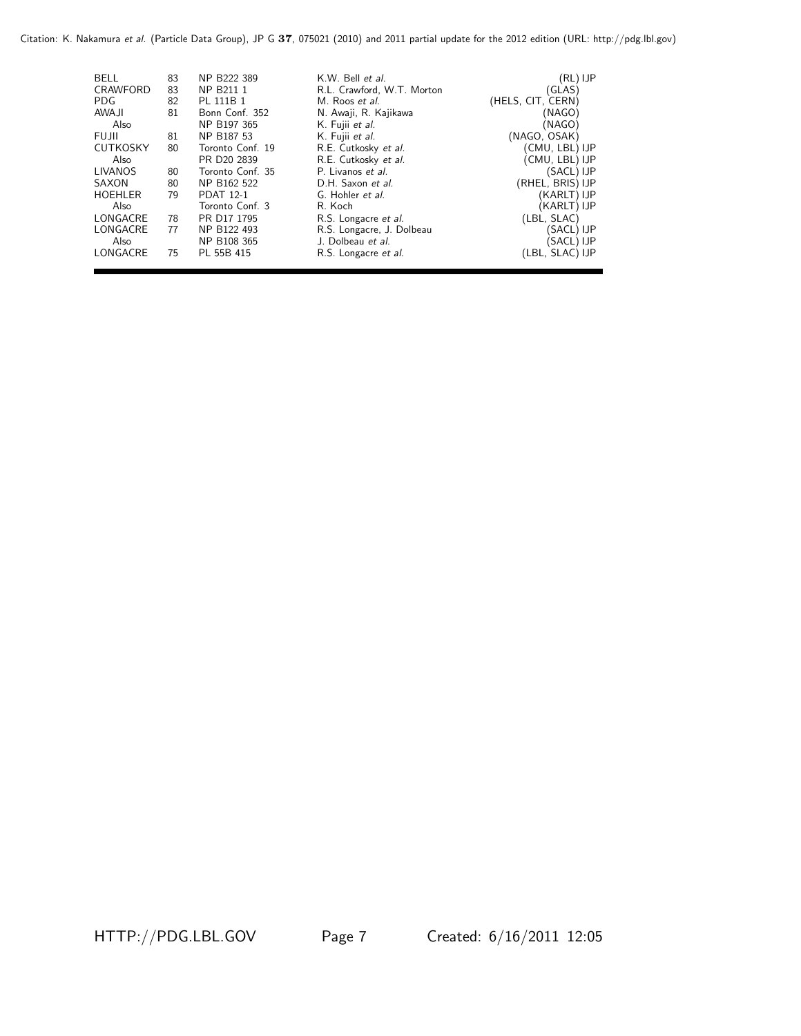| | | | | |
|---|---|---|---|---|
| BELL | 83 | NP B222 389 | K.W. Bell *et al.* | (RL) IJP |
| CRAWFORD | 83 | NP B211 1 | R.L. Crawford, W.T. Morton | (GLAS) |
| PDG | 82 | PL 111B 1 | M. Roos *et al.* | (HELS, CIT, CERN) |
| AWAJI | 81 | Bonn Conf. 352 | N. Awaji, R. Kajikawa | (NAGO) |
| Also | | NP B197 365 | K. Fujii *et al.* | (NAGO) |
| FUJII | 81 | NP B187 53 | K. Fujii *et al.* | (NAGO, OSAK) |
| CUTKOSKY | 80 | Toronto Conf. 19 | R.E. Cutkosky *et al.* | (CMU, LBL) IJP |
| Also | | PR D20 2839 | R.E. Cutkosky *et al.* | (CMU, LBL) IJP |
| LIVANOS | 80 | Toronto Conf. 35 | P. Livanos *et al.* | (SACL) IJP |
| SAXON | 80 | NP B162 522 | D.H. Saxon *et al.* | (RHEL, BRIS) IJP |
| HOEHLER | 79 | PDAT 12-1 | G. Hohler *et al.* | (KARLT) IJP |
| Also | | Toronto Conf. 3 | R. Koch | (KARLT) IJP |
| LONGACRE | 78 | PR D17 1795 | R.S. Longacre *et al.* | (LBL, SLAC) |
| LONGACRE | 77 | NP B122 493 | R.S. Longacre, J. Dolbeau | (SACL) IJP |
| Also | | NP B108 365 | J. Dolbeau *et al.* | (SACL) IJP |
| LONGACRE | 75 | PL 55B 415 | R.S. Longacre *et al.* | (LBL, SLAC) IJP |